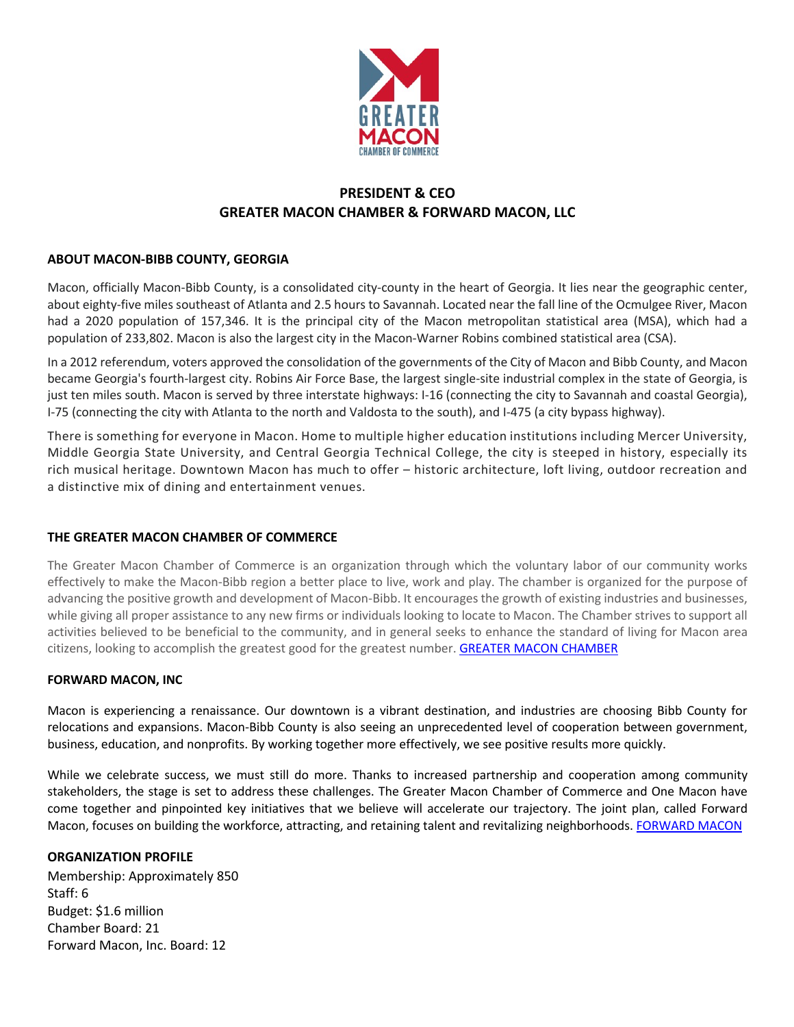# PRESIDENT & CEO
# GREATER MACON CHAMBER & FORWARD MACON, LLC

## ABOUT MACON-BIBB COUNTY, GEORGIA

Macon, officially Macon-Bibb County, is a consolidated city-county in the heart of Georgia. It lies near the geographic center, about eighty-five miles southeast of Atlanta and 2.5 hours to Savannah. Located near the fall line of the Ocmulgee River, Macon had a 2020 population of 157,346. It is the principal city of the Macon metropolitan statistical area (MSA), which had a population of 233,802. Macon is also the largest city in the Macon-Warner Robins combined statistical area (CSA).

In a 2012 referendum, voters approved the consolidation of the governments of the City of Macon and Bibb County, and Macon became Georgia's fourth-largest city. Robins Air Force Base, the largest single-site industrial complex in the state of Georgia, is just ten miles south. Macon is served by three interstate highways: I-16 (connecting the city to Savannah and coastal Georgia), I-75 (connecting the city with Atlanta to the north and Valdosta to the south), and I-475 (a city bypass highway).

There is something for everyone in Macon. Home to multiple higher education institutions including Mercer University, Middle Georgia State University, and Central Georgia Technical College, the city is steeped in history, especially its rich musical heritage. Downtown Macon has much to offer – historic architecture, loft living, outdoor recreation and a distinctive mix of dining and entertainment venues.

## THE GREATER MACON CHAMBER OF COMMERCE

The Greater Macon Chamber of Commerce is an organization through which the voluntary labor of our community works effectively to make the Macon-Bibb region a better place to live, work and play. The chamber is organized for the purpose of advancing the positive growth and development of Macon-Bibb. It encourages the growth of existing industries and businesses, while giving all proper assistance to any new firms or individuals looking to locate to Macon. The Chamber strives to support all activities believed to be beneficial to the community, and in general seeks to enhance the standard of living for Macon area citizens, looking to accomplish the greatest good for the greatest number. GREATER MACON CHAMBER

## FORWARD MACON, INC

Macon is experiencing a renaissance. Our downtown is a vibrant destination, and industries are choosing Bibb County for relocations and expansions. Macon-Bibb County is also seeing an unprecedented level of cooperation between government, business, education, and nonprofits. By working together more effectively, we see positive results more quickly.

While we celebrate success, we must still do more. Thanks to increased partnership and cooperation among community stakeholders, the stage is set to address these challenges. The Greater Macon Chamber of Commerce and One Macon have come together and pinpointed key initiatives that we believe will accelerate our trajectory. The joint plan, called Forward Macon, focuses on building the workforce, attracting, and retaining talent and revitalizing neighborhoods. FORWARD MACON

## ORGANIZATION PROFILE

Membership: Approximately 850
Staff: 6
Budget: $1.6 million
Chamber Board: 21
Forward Macon, Inc. Board: 12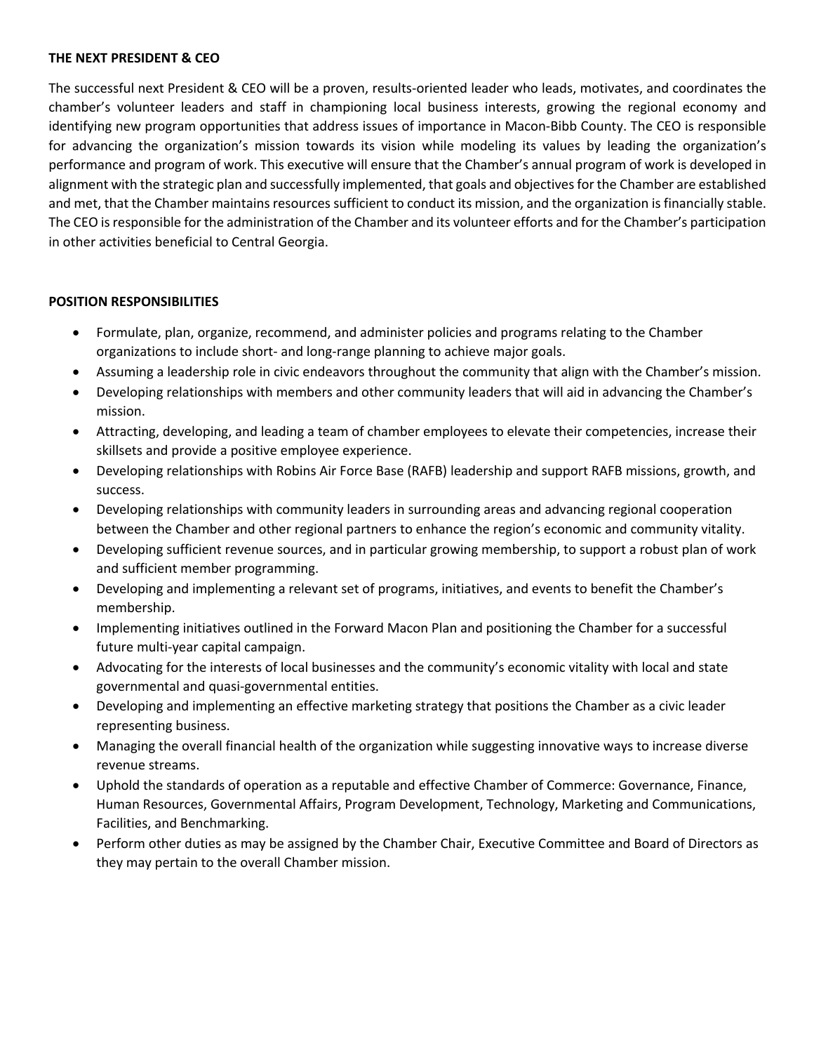**THE NEXT PRESIDENT & CEO**

The successful next President & CEO will be a proven, results-oriented leader who leads, motivates, and coordinates the chamber's volunteer leaders and staff in championing local business interests, growing the regional economy and identifying new program opportunities that address issues of importance in Macon-Bibb County. The CEO is responsible for advancing the organization's mission towards its vision while modeling its values by leading the organization's performance and program of work. This executive will ensure that the Chamber's annual program of work is developed in alignment with the strategic plan and successfully implemented, that goals and objectives for the Chamber are established and met, that the Chamber maintains resources sufficient to conduct its mission, and the organization is financially stable. The CEO is responsible for the administration of the Chamber and its volunteer efforts and for the Chamber's participation in other activities beneficial to Central Georgia.

**POSITION RESPONSIBILITIES**

- Formulate, plan, organize, recommend, and administer policies and programs relating to the Chamber organizations to include short- and long-range planning to achieve major goals.
- Assuming a leadership role in civic endeavors throughout the community that align with the Chamber's mission.
- Developing relationships with members and other community leaders that will aid in advancing the Chamber's mission.
- Attracting, developing, and leading a team of chamber employees to elevate their competencies, increase their skillsets and provide a positive employee experience.
- Developing relationships with Robins Air Force Base (RAFB) leadership and support RAFB missions, growth, and success.
- Developing relationships with community leaders in surrounding areas and advancing regional cooperation between the Chamber and other regional partners to enhance the region's economic and community vitality.
- Developing sufficient revenue sources, and in particular growing membership, to support a robust plan of work and sufficient member programming.
- Developing and implementing a relevant set of programs, initiatives, and events to benefit the Chamber's membership.
- Implementing initiatives outlined in the Forward Macon Plan and positioning the Chamber for a successful future multi-year capital campaign.
- Advocating for the interests of local businesses and the community's economic vitality with local and state governmental and quasi-governmental entities.
- Developing and implementing an effective marketing strategy that positions the Chamber as a civic leader representing business.
- Managing the overall financial health of the organization while suggesting innovative ways to increase diverse revenue streams.
- Uphold the standards of operation as a reputable and effective Chamber of Commerce: Governance, Finance, Human Resources, Governmental Affairs, Program Development, Technology, Marketing and Communications, Facilities, and Benchmarking.
- Perform other duties as may be assigned by the Chamber Chair, Executive Committee and Board of Directors as they may pertain to the overall Chamber mission.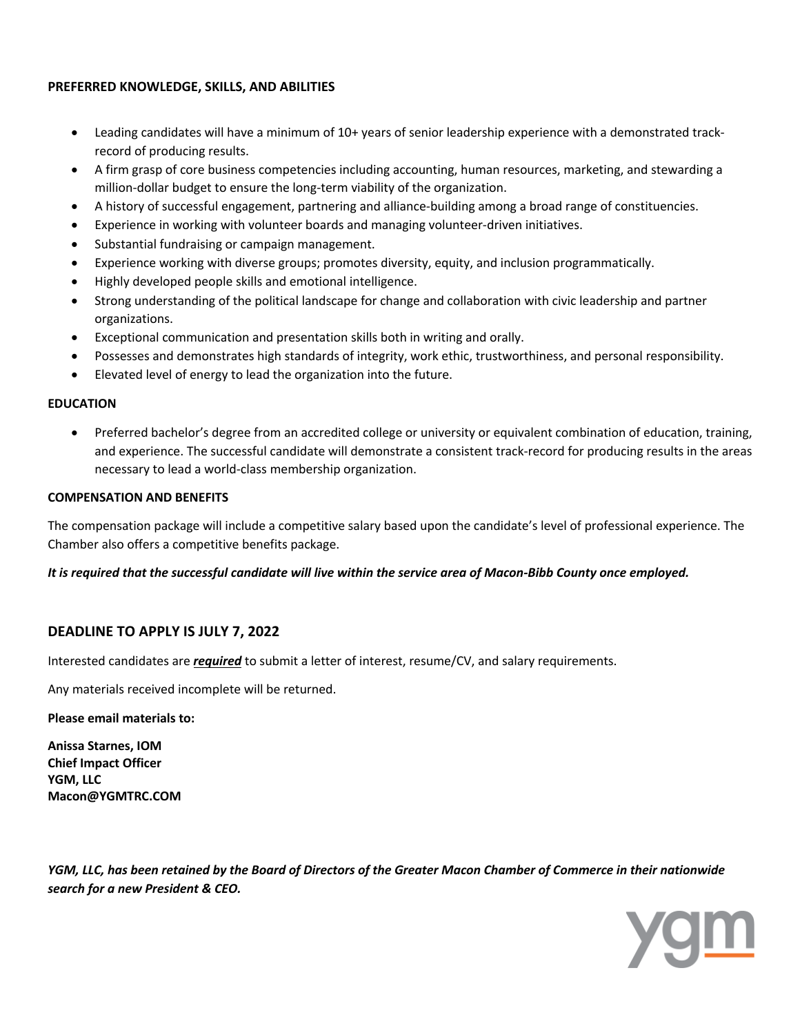**PREFERRED KNOWLEDGE, SKILLS, AND ABILITIES**

- Leading candidates will have a minimum of 10+ years of senior leadership experience with a demonstrated track-record of producing results.
- A firm grasp of core business competencies including accounting, human resources, marketing, and stewarding a million-dollar budget to ensure the long-term viability of the organization.
- A history of successful engagement, partnering and alliance-building among a broad range of constituencies.
- Experience in working with volunteer boards and managing volunteer-driven initiatives.
- Substantial fundraising or campaign management.
- Experience working with diverse groups; promotes diversity, equity, and inclusion programmatically.
- Highly developed people skills and emotional intelligence.
- Strong understanding of the political landscape for change and collaboration with civic leadership and partner organizations.
- Exceptional communication and presentation skills both in writing and orally.
- Possesses and demonstrates high standards of integrity, work ethic, trustworthiness, and personal responsibility.
- Elevated level of energy to lead the organization into the future.

**EDUCATION**

- Preferred bachelor's degree from an accredited college or university or equivalent combination of education, training, and experience. The successful candidate will demonstrate a consistent track-record for producing results in the areas necessary to lead a world-class membership organization.

**COMPENSATION AND BENEFITS**

The compensation package will include a competitive salary based upon the candidate's level of professional experience. The Chamber also offers a competitive benefits package.

***It is required that the successful candidate will live within the service area of Macon-Bibb County once employed.***

## DEADLINE TO APPLY IS JULY 7, 2022

Interested candidates are ***required*** to submit a letter of interest, resume/CV, and salary requirements.

Any materials received incomplete will be returned.

**Please email materials to:**

**Anissa Starnes, IOM**
**Chief Impact Officer**
**YGM, LLC**
**Macon@YGMTRC.COM**

***YGM, LLC, has been retained by the Board of Directors of the Greater Macon Chamber of Commerce in their nationwide search for a new President & CEO.***

ygm